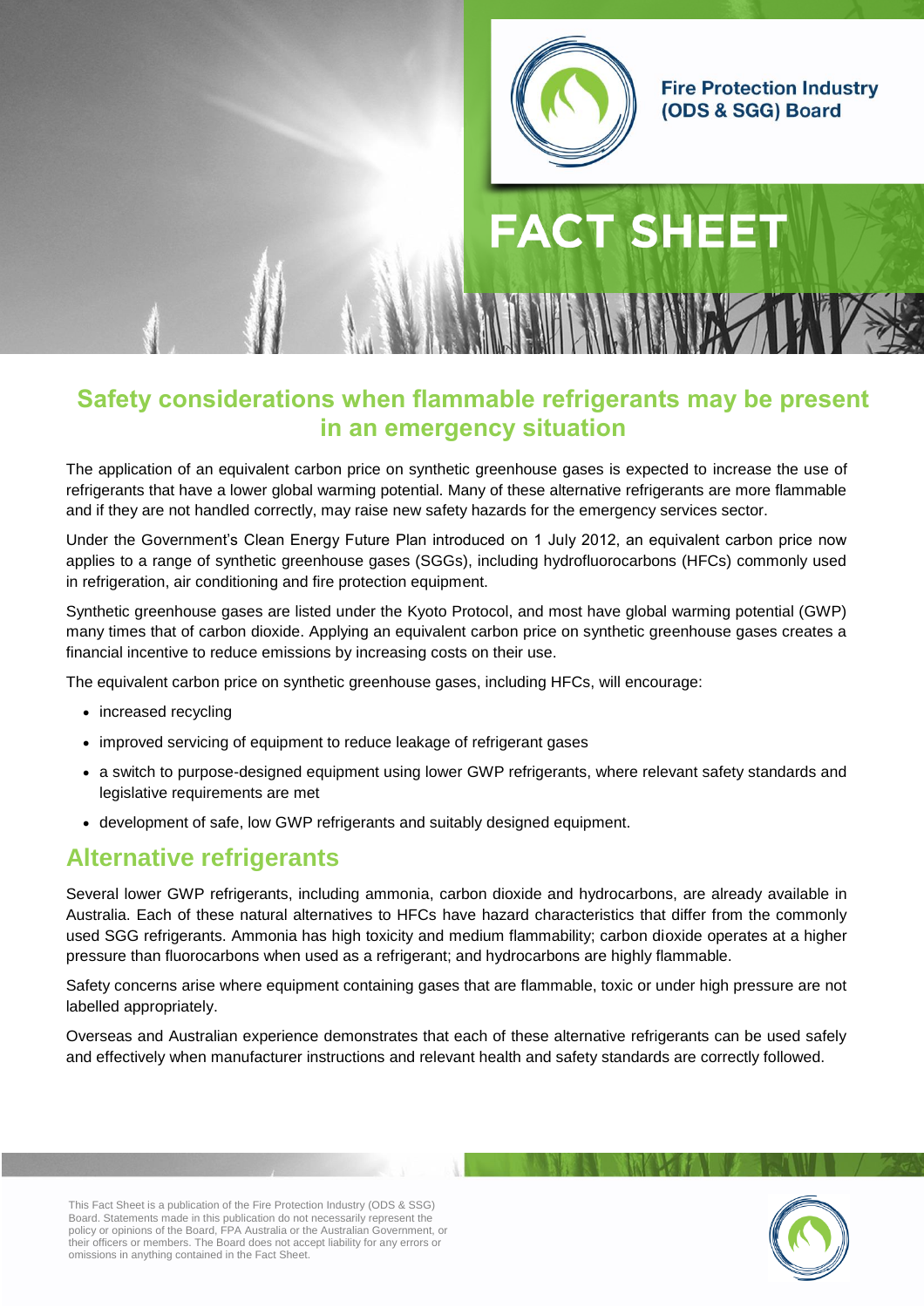Fire Protection Industry (ODS & SGG) Board

# FACT SHEET

## Safety considerations when flammable refrigerants may be present in an emergency situation

The application of an equivalent carbon price on synthetic greenhouse gases is expected to increase the use of refrigerants that have a lower global warming potential. Many of these alternative refrigerants are more flammable and if they are not handled correctly, may raise new safety hazards for the emergency services sector.

Under the Government's Clean Energy Future Plan introduced on 1 July 2012, an equivalent carbon price now applies to a range of synthetic greenhouse gases (SGGs), including hydrofluorocarbons (HFCs) commonly used in refrigeration, air conditioning and fire protection equipment.

Synthetic greenhouse gases are listed under the Kyoto Protocol, and most have global warming potential (GWP) many times that of carbon dioxide. Applying an equivalent carbon price on synthetic greenhouse gases creates a financial incentive to reduce emissions by increasing costs on their use.

The equivalent carbon price on synthetic greenhouse gases, including HFCs, will encourage:

- increased recycling
- improved servicing of equipment to reduce leakage of refrigerant gases
- a switch to purpose-designed equipment using lower GWP refrigerants, where relevant safety standards and legislative requirements are met
- development of safe, low GWP refrigerants and suitably designed equipment.

## Alternative refrigerants

Several lower GWP refrigerants, including ammonia, carbon dioxide and hydrocarbons, are already available in Australia. Each of these natural alternatives to HFCs have hazard characteristics that differ from the commonly used SGG refrigerants. Ammonia has high toxicity and medium flammability; carbon dioxide operates at a higher pressure than fluorocarbons when used as a refrigerant; and hydrocarbons are highly flammable.

Safety concerns arise where equipment containing gases that are flammable, toxic or under high pressure are not labelled appropriately.

Overseas and Australian experience demonstrates that each of these alternative refrigerants can be used safely and effectively when manufacturer instructions and relevant health and safety standards are correctly followed.

This Fact Sheet is a publication of the Fire Protection Industry (ODS & SGG) Board. Statements made in this publication do not necessarily represent the policy or opinions of the Board, FPA Australia or the Australian Government, or their officers or members. The Board does not accept liability for any errors or omissions in anything contained in the Fact Sheet.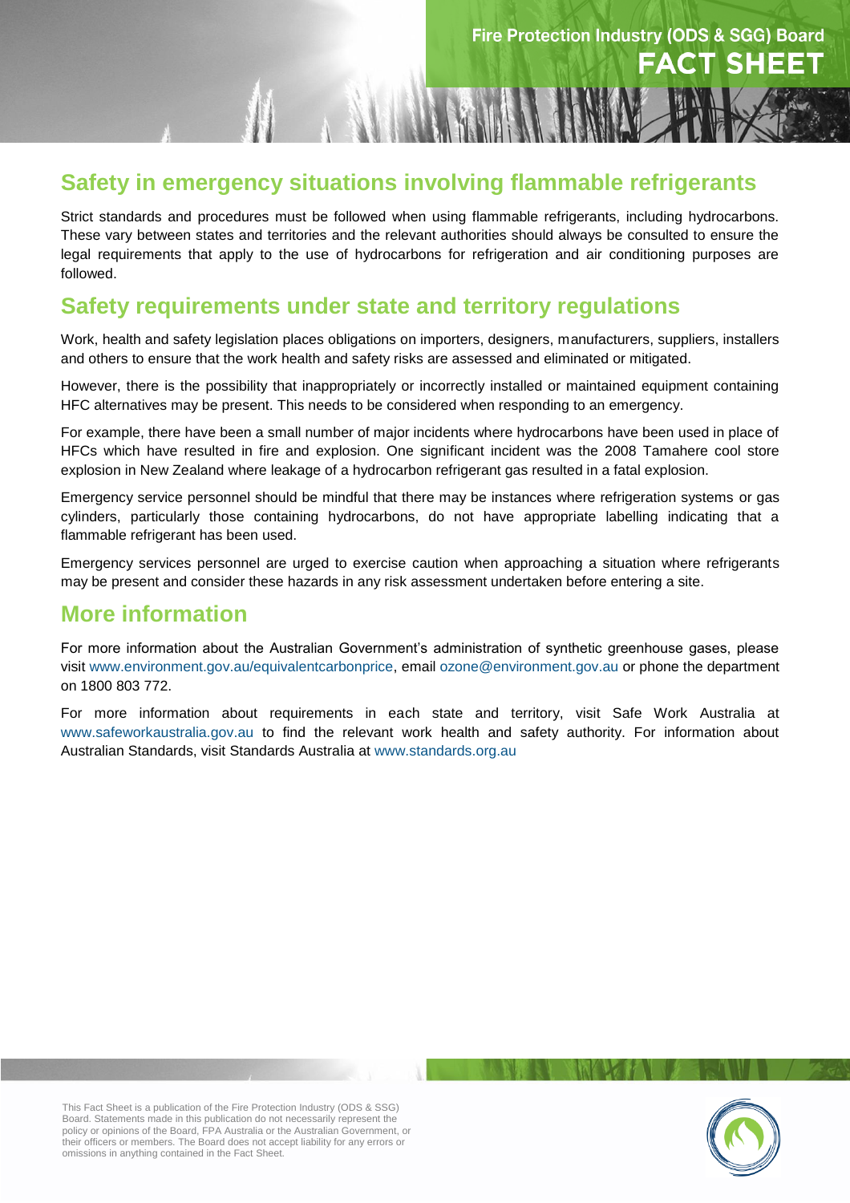## Safety in emergency situations involving flammable refrigerants

Strict standards and procedures must be followed when using flammable refrigerants, including hydrocarbons. These vary between states and territories and the relevant authorities should always be consulted to ensure the legal requirements that apply to the use of hydrocarbons for refrigeration and air conditioning purposes are followed.

## Safety requirements under state and territory regulations

Work, health and safety legislation places obligations on importers, designers, manufacturers, suppliers, installers and others to ensure that the work health and safety risks are assessed and eliminated or mitigated.

However, there is the possibility that inappropriately or incorrectly installed or maintained equipment containing HFC alternatives may be present. This needs to be considered when responding to an emergency.

For example, there have been a small number of major incidents where hydrocarbons have been used in place of HFCs which have resulted in fire and explosion. One significant incident was the 2008 Tamahere cool store explosion in New Zealand where leakage of a hydrocarbon refrigerant gas resulted in a fatal explosion.

Emergency service personnel should be mindful that there may be instances where refrigeration systems or gas cylinders, particularly those containing hydrocarbons, do not have appropriate labelling indicating that a flammable refrigerant has been used.

Emergency services personnel are urged to exercise caution when approaching a situation where refrigerants may be present and consider these hazards in any risk assessment undertaken before entering a site.

## More information

For more information about the Australian Government's administration of synthetic greenhouse gases, please visit www.environment.gov.au/equivalentcarbonprice, email ozone@environment.gov.au or phone the department on 1800 803 772.

For more information about requirements in each state and territory, visit Safe Work Australia at www.safeworkaustralia.gov.au to find the relevant work health and safety authority. For information about Australian Standards, visit Standards Australia at www.standards.org.au

This Fact Sheet is a publication of the Fire Protection Industry (ODS & SGG) Board. Statements made in this publication do not necessarily represent the policy or opinions of the Board, FPA Australia or the Australian Government, or their officers or members. The Board does not accept liability for any errors or omissions in anything contained in the Fact Sheet.